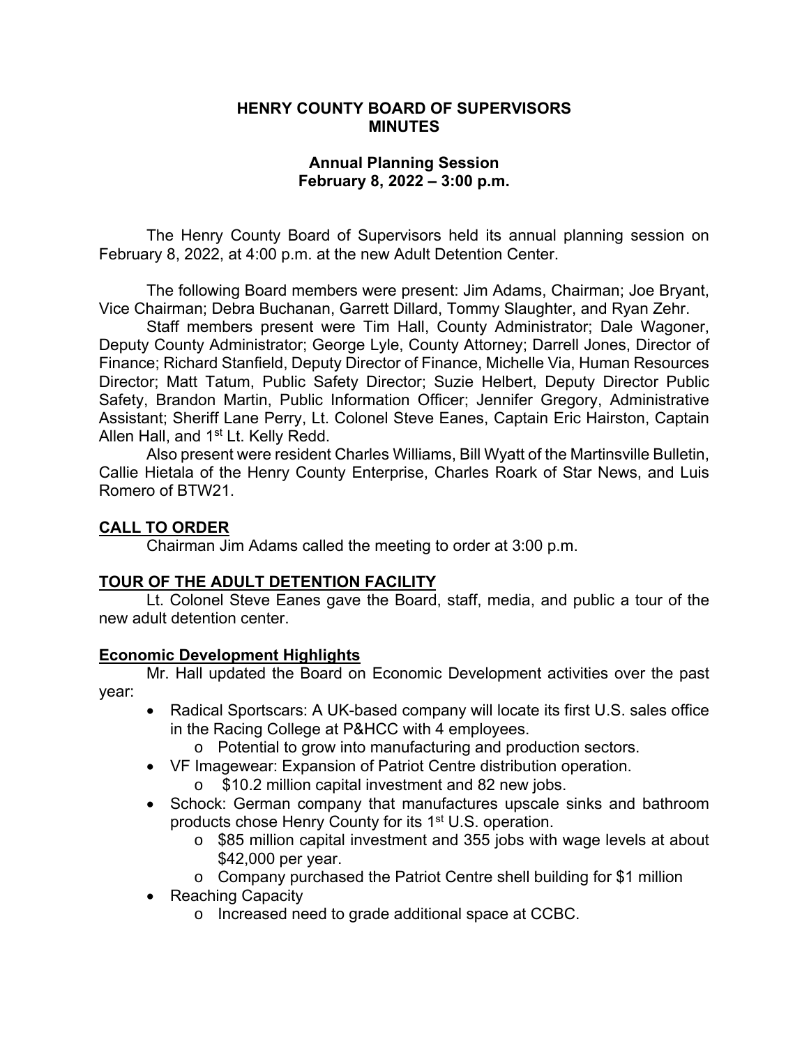# HENRY COUNTY BOARD OF SUPERVISORS MINUTES

## Annual Planning Session
## February 8, 2022 – 3:00 p.m.

The Henry County Board of Supervisors held its annual planning session on February 8, 2022, at 4:00 p.m. at the new Adult Detention Center.

The following Board members were present: Jim Adams, Chairman; Joe Bryant, Vice Chairman; Debra Buchanan, Garrett Dillard, Tommy Slaughter, and Ryan Zehr.

Staff members present were Tim Hall, County Administrator; Dale Wagoner, Deputy County Administrator; George Lyle, County Attorney; Darrell Jones, Director of Finance; Richard Stanfield, Deputy Director of Finance, Michelle Via, Human Resources Director; Matt Tatum, Public Safety Director; Suzie Helbert, Deputy Director Public Safety, Brandon Martin, Public Information Officer; Jennifer Gregory, Administrative Assistant; Sheriff Lane Perry, Lt. Colonel Steve Eanes, Captain Eric Hairston, Captain Allen Hall, and 1st Lt. Kelly Redd.

Also present were resident Charles Williams, Bill Wyatt of the Martinsville Bulletin, Callie Hietala of the Henry County Enterprise, Charles Roark of Star News, and Luis Romero of BTW21.

### CALL TO ORDER

Chairman Jim Adams called the meeting to order at 3:00 p.m.

### TOUR OF THE ADULT DETENTION FACILITY

Lt. Colonel Steve Eanes gave the Board, staff, media, and public a tour of the new adult detention center.

### Economic Development Highlights

Mr. Hall updated the Board on Economic Development activities over the past year:

- Radical Sportscars: A UK-based company will locate its first U.S. sales office in the Racing College at P&HCC with 4 employees.
  - Potential to grow into manufacturing and production sectors.
- VF Imagewear: Expansion of Patriot Centre distribution operation.
  - $10.2 million capital investment and 82 new jobs.
- Schock: German company that manufactures upscale sinks and bathroom products chose Henry County for its 1st U.S. operation.
  - $85 million capital investment and 355 jobs with wage levels at about $42,000 per year.
  - Company purchased the Patriot Centre shell building for $1 million
- Reaching Capacity
  - Increased need to grade additional space at CCBC.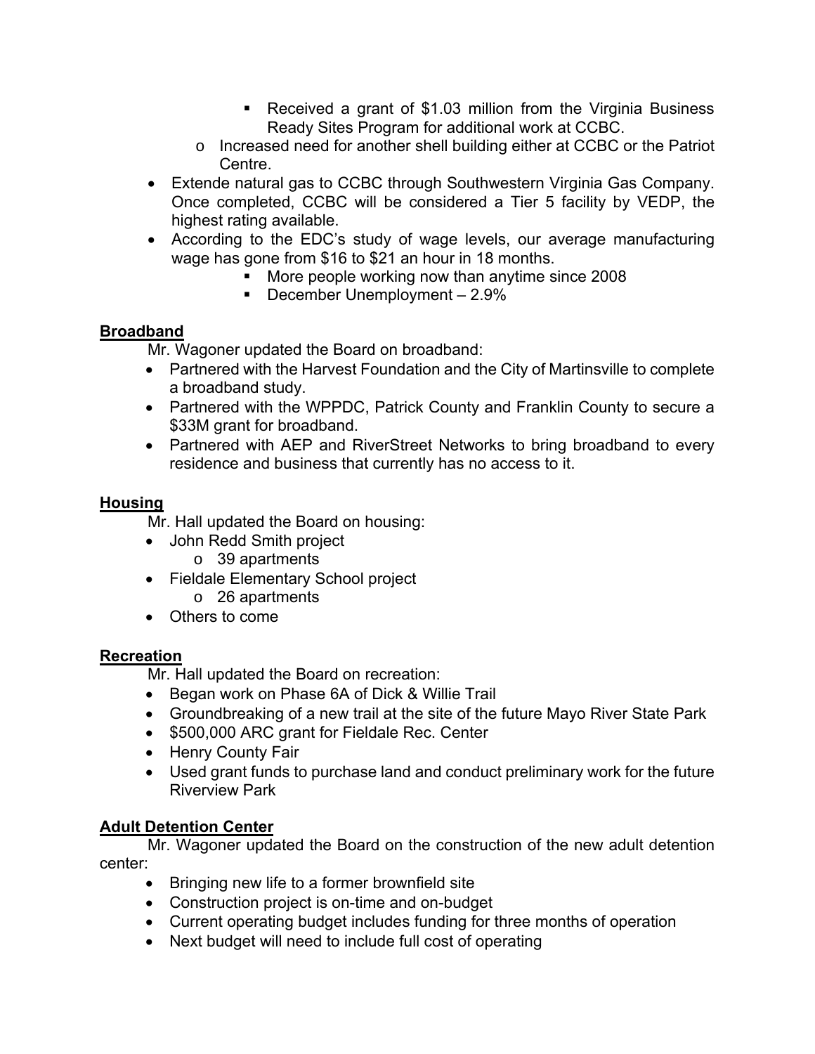- Received a grant of $1.03 million from the Virginia Business Ready Sites Program for additional work at CCBC.
    - Increased need for another shell building either at CCBC or the Patriot Centre.
- Extende natural gas to CCBC through Southwestern Virginia Gas Company. Once completed, CCBC will be considered a Tier 5 facility by VEDP, the highest rating available.
- According to the EDC's study of wage levels, our average manufacturing wage has gone from $16 to $21 an hour in 18 months.
      - More people working now than anytime since 2008
      - December Unemployment – 2.9%

**Broadband**

Mr. Wagoner updated the Board on broadband:

- Partnered with the Harvest Foundation and the City of Martinsville to complete a broadband study.
- Partnered with the WPPDC, Patrick County and Franklin County to secure a $33M grant for broadband.
- Partnered with AEP and RiverStreet Networks to bring broadband to every residence and business that currently has no access to it.

**Housing**

Mr. Hall updated the Board on housing:

- John Redd Smith project
    - 39 apartments
- Fieldale Elementary School project
    - 26 apartments
- Others to come

**Recreation**

Mr. Hall updated the Board on recreation:

- Began work on Phase 6A of Dick & Willie Trail
- Groundbreaking of a new trail at the site of the future Mayo River State Park
- $500,000 ARC grant for Fieldale Rec. Center
- Henry County Fair
- Used grant funds to purchase land and conduct preliminary work for the future Riverview Park

**Adult Detention Center**

Mr. Wagoner updated the Board on the construction of the new adult detention center:

- Bringing new life to a former brownfield site
- Construction project is on-time and on-budget
- Current operating budget includes funding for three months of operation
- Next budget will need to include full cost of operating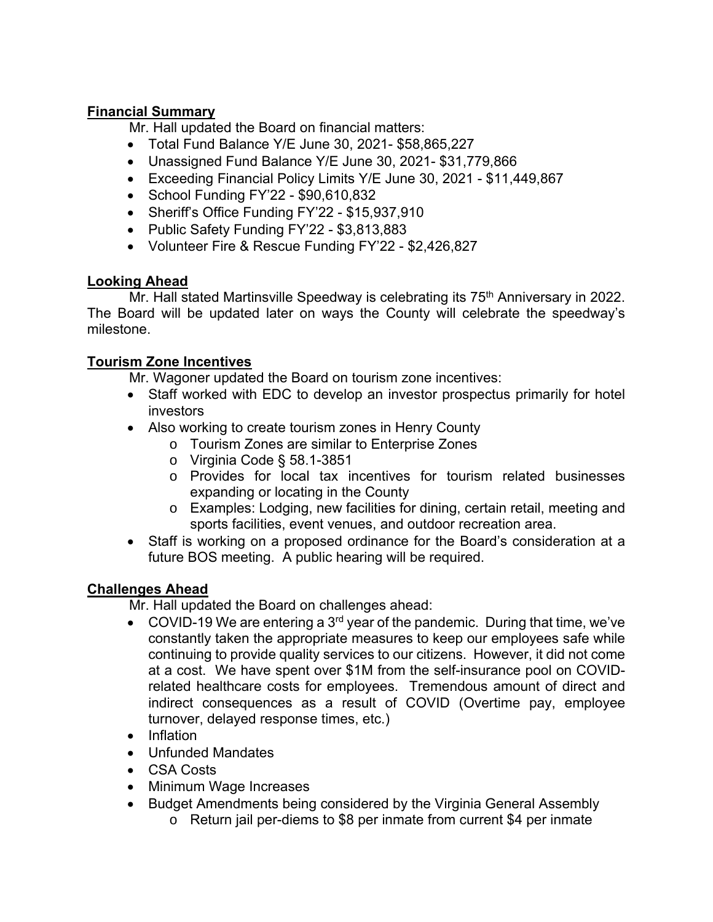**Financial Summary**

Mr. Hall updated the Board on financial matters:

- Total Fund Balance Y/E June 30, 2021- $58,865,227
- Unassigned Fund Balance Y/E June 30, 2021- $31,779,866
- Exceeding Financial Policy Limits Y/E June 30, 2021 - $11,449,867
- School Funding FY'22 - $90,610,832
- Sheriff's Office Funding FY'22 - $15,937,910
- Public Safety Funding FY'22 - $3,813,883
- Volunteer Fire & Rescue Funding FY'22 - $2,426,827

**Looking Ahead**

Mr. Hall stated Martinsville Speedway is celebrating its 75th Anniversary in 2022. The Board will be updated later on ways the County will celebrate the speedway's milestone.

**Tourism Zone Incentives**

Mr. Wagoner updated the Board on tourism zone incentives:

- Staff worked with EDC to develop an investor prospectus primarily for hotel investors
- Also working to create tourism zones in Henry County
  - Tourism Zones are similar to Enterprise Zones
  - Virginia Code § 58.1-3851
  - Provides for local tax incentives for tourism related businesses expanding or locating in the County
  - Examples: Lodging, new facilities for dining, certain retail, meeting and sports facilities, event venues, and outdoor recreation area.
- Staff is working on a proposed ordinance for the Board's consideration at a future BOS meeting. A public hearing will be required.

**Challenges Ahead**

Mr. Hall updated the Board on challenges ahead:

- COVID-19 We are entering a 3rd year of the pandemic. During that time, we've constantly taken the appropriate measures to keep our employees safe while continuing to provide quality services to our citizens. However, it did not come at a cost. We have spent over $1M from the self-insurance pool on COVID-related healthcare costs for employees. Tremendous amount of direct and indirect consequences as a result of COVID (Overtime pay, employee turnover, delayed response times, etc.)
- Inflation
- Unfunded Mandates
- CSA Costs
- Minimum Wage Increases
- Budget Amendments being considered by the Virginia General Assembly
  - Return jail per-diems to $8 per inmate from current $4 per inmate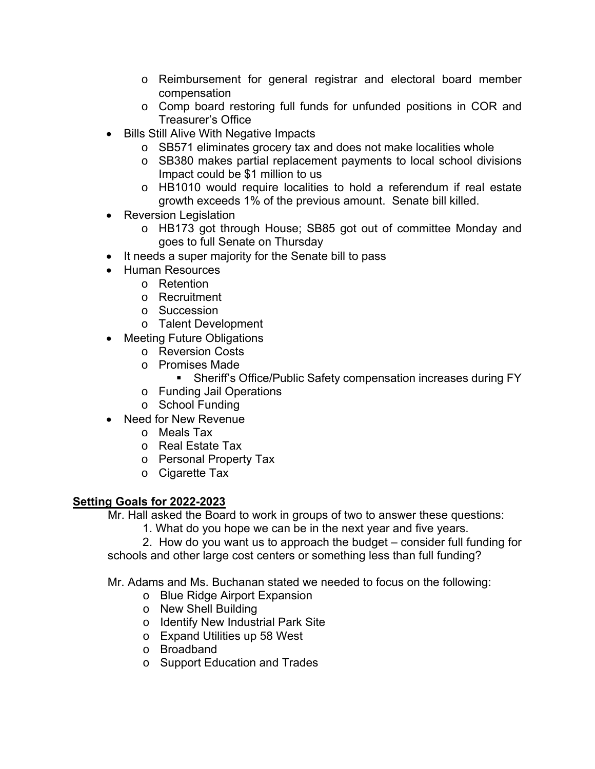- Reimbursement for general registrar and electoral board member compensation
  - Comp board restoring full funds for unfunded positions in COR and Treasurer's Office
- Bills Still Alive With Negative Impacts
  - SB571 eliminates grocery tax and does not make localities whole
  - SB380 makes partial replacement payments to local school divisions Impact could be $1 million to us
  - HB1010 would require localities to hold a referendum if real estate growth exceeds 1% of the previous amount. Senate bill killed.
- Reversion Legislation
  - HB173 got through House; SB85 got out of committee Monday and goes to full Senate on Thursday
- It needs a super majority for the Senate bill to pass
- Human Resources
  - Retention
  - Recruitment
  - Succession
  - Talent Development
- Meeting Future Obligations
  - Reversion Costs
  - Promises Made
    - Sheriff's Office/Public Safety compensation increases during FY
  - Funding Jail Operations
  - School Funding
- Need for New Revenue
  - Meals Tax
  - Real Estate Tax
  - Personal Property Tax
  - Cigarette Tax

**Setting Goals for 2022-2023**

Mr. Hall asked the Board to work in groups of two to answer these questions:

1. What do you hope we can be in the next year and five years.
2. How do you want us to approach the budget – consider full funding for schools and other large cost centers or something less than full funding?

Mr. Adams and Ms. Buchanan stated we needed to focus on the following:

- Blue Ridge Airport Expansion
- New Shell Building
- Identify New Industrial Park Site
- Expand Utilities up 58 West
- Broadband
- Support Education and Trades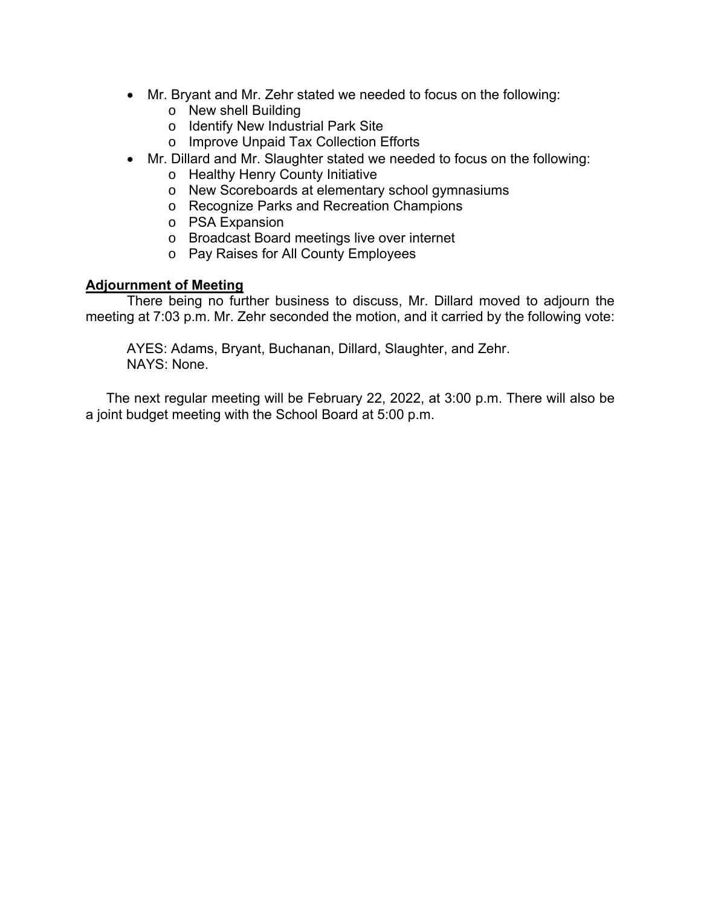- Mr. Bryant and Mr. Zehr stated we needed to focus on the following:
    - New shell Building
    - Identify New Industrial Park Site
    - Improve Unpaid Tax Collection Efforts
- Mr. Dillard and Mr. Slaughter stated we needed to focus on the following:
    - Healthy Henry County Initiative
    - New Scoreboards at elementary school gymnasiums
    - Recognize Parks and Recreation Champions
    - PSA Expansion
    - Broadcast Board meetings live over internet
    - Pay Raises for All County Employees

**Adjournment of Meeting**

There being no further business to discuss, Mr. Dillard moved to adjourn the meeting at 7:03 p.m. Mr. Zehr seconded the motion, and it carried by the following vote:

AYES: Adams, Bryant, Buchanan, Dillard, Slaughter, and Zehr.
NAYS: None.

The next regular meeting will be February 22, 2022, at 3:00 p.m. There will also be a joint budget meeting with the School Board at 5:00 p.m.